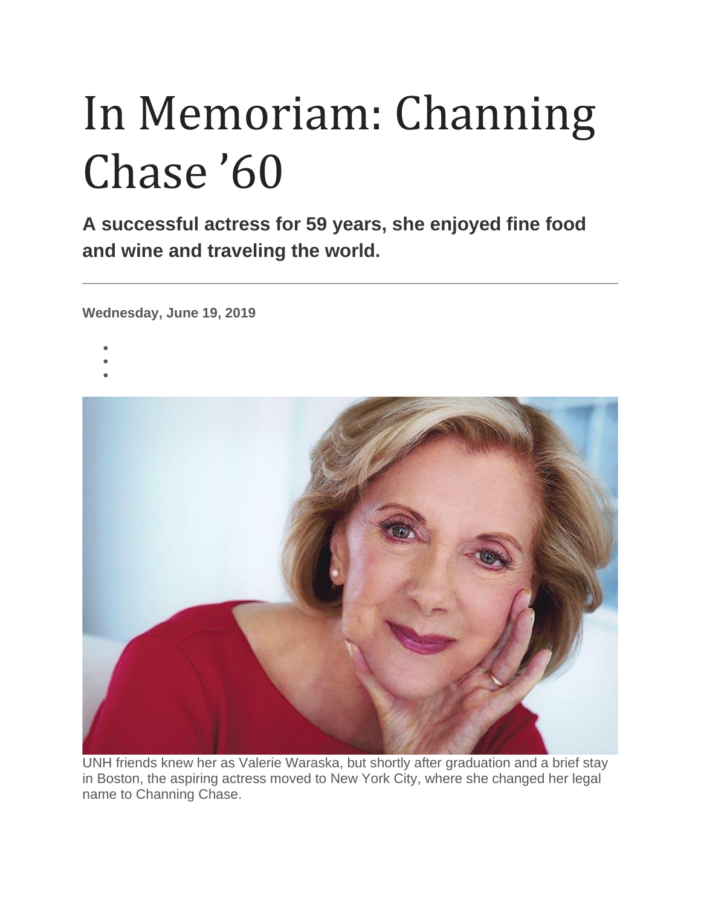# In Memoriam: Channing Chase ’60

**A successful actress for 59 years, she enjoyed fine food and wine and traveling the world.**

---

**Wednesday, June 19, 2019**

UNH friends knew her as Valerie Waraska, but shortly after graduation and a brief stay in Boston, the aspiring actress moved to New York City, where she changed her legal name to Channing Chase.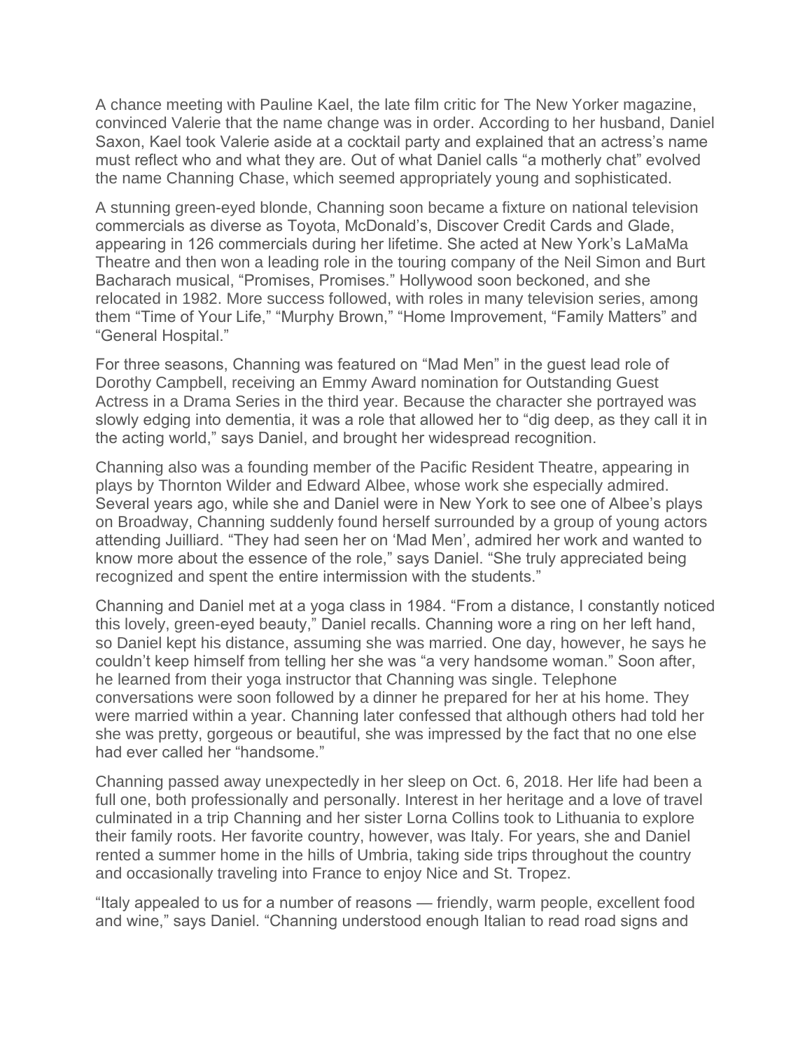A chance meeting with Pauline Kael, the late film critic for The New Yorker magazine, convinced Valerie that the name change was in order. According to her husband, Daniel Saxon, Kael took Valerie aside at a cocktail party and explained that an actress's name must reflect who and what they are. Out of what Daniel calls "a motherly chat" evolved the name Channing Chase, which seemed appropriately young and sophisticated.

A stunning green-eyed blonde, Channing soon became a fixture on national television commercials as diverse as Toyota, McDonald's, Discover Credit Cards and Glade, appearing in 126 commercials during her lifetime. She acted at New York's LaMaMa Theatre and then won a leading role in the touring company of the Neil Simon and Burt Bacharach musical, "Promises, Promises." Hollywood soon beckoned, and she relocated in 1982. More success followed, with roles in many television series, among them "Time of Your Life," "Murphy Brown," "Home Improvement, "Family Matters" and "General Hospital."

For three seasons, Channing was featured on "Mad Men" in the guest lead role of Dorothy Campbell, receiving an Emmy Award nomination for Outstanding Guest Actress in a Drama Series in the third year. Because the character she portrayed was slowly edging into dementia, it was a role that allowed her to "dig deep, as they call it in the acting world," says Daniel, and brought her widespread recognition.

Channing also was a founding member of the Pacific Resident Theatre, appearing in plays by Thornton Wilder and Edward Albee, whose work she especially admired. Several years ago, while she and Daniel were in New York to see one of Albee's plays on Broadway, Channing suddenly found herself surrounded by a group of young actors attending Juilliard. "They had seen her on 'Mad Men', admired her work and wanted to know more about the essence of the role," says Daniel. "She truly appreciated being recognized and spent the entire intermission with the students."

Channing and Daniel met at a yoga class in 1984. "From a distance, I constantly noticed this lovely, green-eyed beauty," Daniel recalls. Channing wore a ring on her left hand, so Daniel kept his distance, assuming she was married. One day, however, he says he couldn't keep himself from telling her she was "a very handsome woman." Soon after, he learned from their yoga instructor that Channing was single. Telephone conversations were soon followed by a dinner he prepared for her at his home. They were married within a year. Channing later confessed that although others had told her she was pretty, gorgeous or beautiful, she was impressed by the fact that no one else had ever called her "handsome."

Channing passed away unexpectedly in her sleep on Oct. 6, 2018. Her life had been a full one, both professionally and personally. Interest in her heritage and a love of travel culminated in a trip Channing and her sister Lorna Collins took to Lithuania to explore their family roots. Her favorite country, however, was Italy. For years, she and Daniel rented a summer home in the hills of Umbria, taking side trips throughout the country and occasionally traveling into France to enjoy Nice and St. Tropez.

"Italy appealed to us for a number of reasons — friendly, warm people, excellent food and wine," says Daniel. "Channing understood enough Italian to read road signs and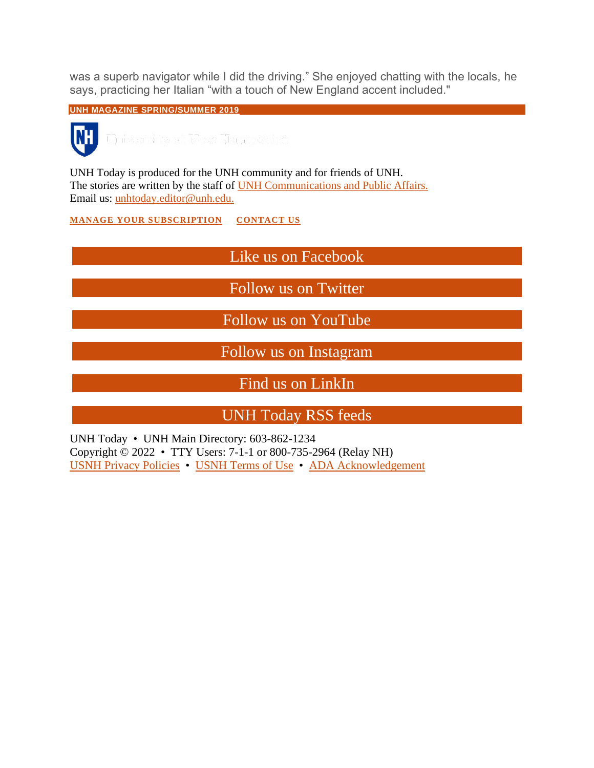was a superb navigator while I did the driving." She enjoyed chatting with the locals, he says, practicing her Italian "with a touch of New England accent included."

**UNH MAGAZINE SPRING/SUMMER 2019**

UNH Today is produced for the UNH community and for friends of UNH.
The stories are written by the staff of UNH Communications and Public Affairs.
Email us: unhtoday.editor@unh.edu.

**MANAGE YOUR SUBSCRIPTION** **CONTACT US**

Like us on Facebook

Follow us on Twitter

Follow us on YouTube

Follow us on Instagram

Find us on LinkIn

UNH Today RSS feeds

UNH Today • UNH Main Directory: 603-862-1234
Copyright © 2022 • TTY Users: 7-1-1 or 800-735-2964 (Relay NH)
USNH Privacy Policies • USNH Terms of Use • ADA Acknowledgement